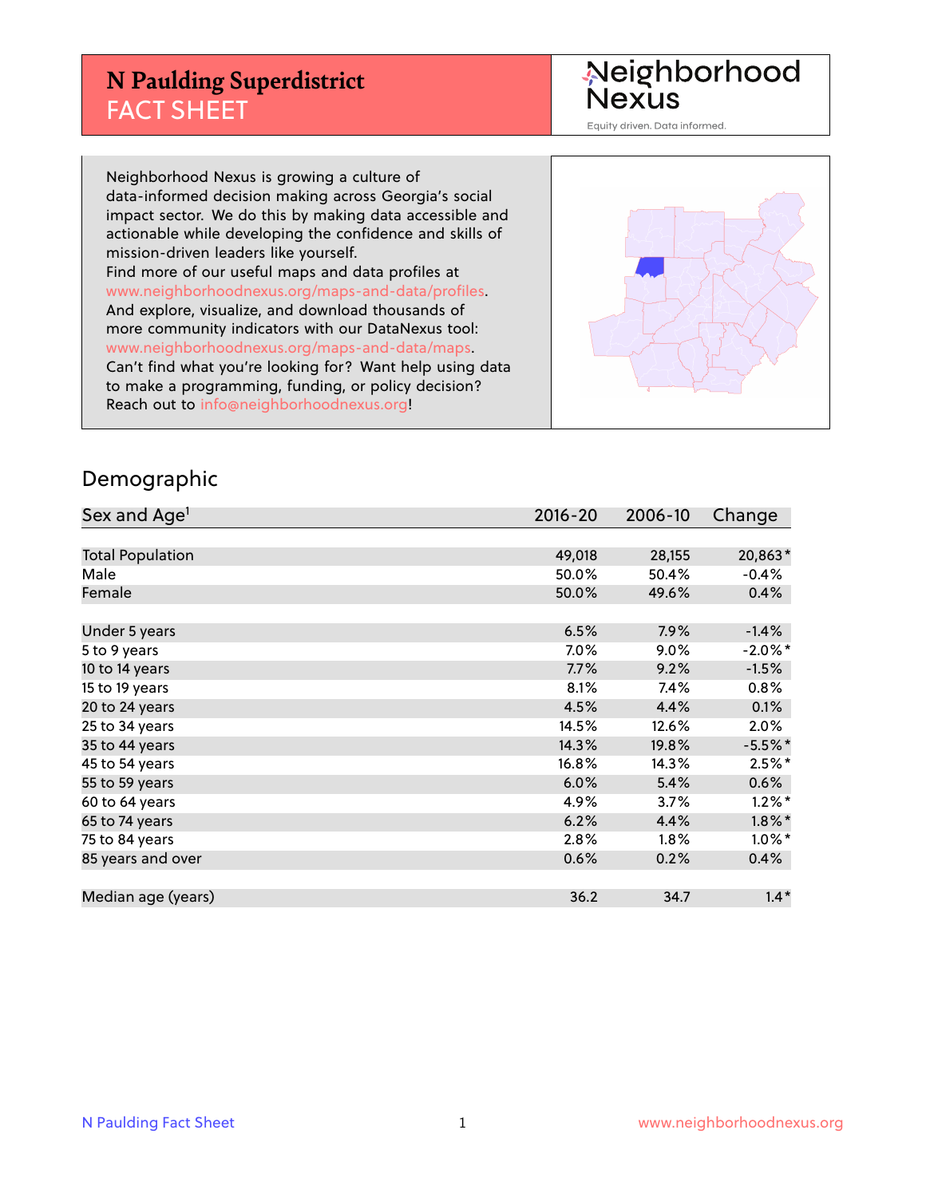# N Paulding Superdistrict FACT SHEET

Neighborhood Nexus

Equity driven. Data informed.

Neighborhood Nexus is growing a culture of data-informed decision making across Georgia's social impact sector. We do this by making data accessible and actionable while developing the confidence and skills of mission-driven leaders like yourself.
Find more of our useful maps and data profiles at www.neighborhoodnexus.org/maps-and-data/profiles.
And explore, visualize, and download thousands of more community indicators with our DataNexus tool: www.neighborhoodnexus.org/maps-and-data/maps.
Can't find what you're looking for? Want help using data to make a programming, funding, or policy decision? Reach out to info@neighborhoodnexus.org!

## Demographic

| Sex and Age[1] | 2016-20 | 2006-10 | Change |
|---|---|---|---|
| Total Population | 49,018 | 28,155 | 20,863* |
| Male | 50.0% | 50.4% | -0.4% |
| Female | 50.0% | 49.6% | 0.4% |
| Under 5 years | 6.5% | 7.9% | -1.4% |
| 5 to 9 years | 7.0% | 9.0% | -2.0%* |
| 10 to 14 years | 7.7% | 9.2% | -1.5% |
| 15 to 19 years | 8.1% | 7.4% | 0.8% |
| 20 to 24 years | 4.5% | 4.4% | 0.1% |
| 25 to 34 years | 14.5% | 12.6% | 2.0% |
| 35 to 44 years | 14.3% | 19.8% | -5.5%* |
| 45 to 54 years | 16.8% | 14.3% | 2.5%* |
| 55 to 59 years | 6.0% | 5.4% | 0.6% |
| 60 to 64 years | 4.9% | 3.7% | 1.2%* |
| 65 to 74 years | 6.2% | 4.4% | 1.8%* |
| 75 to 84 years | 2.8% | 1.8% | 1.0%* |
| 85 years and over | 0.6% | 0.2% | 0.4% |
| Median age (years) | 36.2 | 34.7 | 1.4* |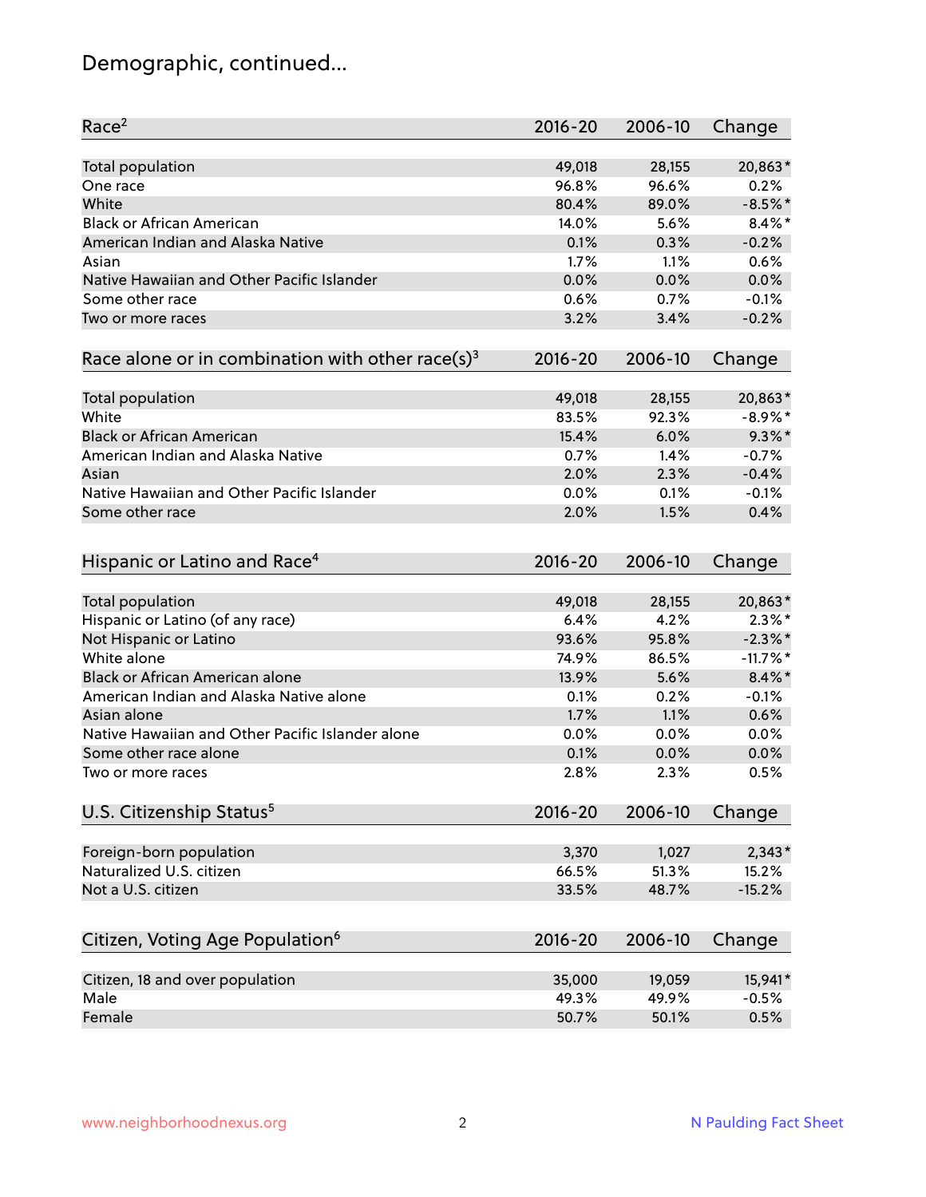# Demographic, continued...

| Race[2] | 2016-20 | 2006-10 | Change |
|---|---|---|---|
| Total population | 49,018 | 28,155 | 20,863* |
| One race | 96.8% | 96.6% | 0.2% |
| White | 80.4% | 89.0% | -8.5%* |
| Black or African American | 14.0% | 5.6% | 8.4%* |
| American Indian and Alaska Native | 0.1% | 0.3% | -0.2% |
| Asian | 1.7% | 1.1% | 0.6% |
| Native Hawaiian and Other Pacific Islander | 0.0% | 0.0% | 0.0% |
| Some other race | 0.6% | 0.7% | -0.1% |
| Two or more races | 3.2% | 3.4% | -0.2% |

| Race alone or in combination with other race(s)[3] | 2016-20 | 2006-10 | Change |
|---|---|---|---|
| Total population | 49,018 | 28,155 | 20,863* |
| White | 83.5% | 92.3% | -8.9%* |
| Black or African American | 15.4% | 6.0% | 9.3%* |
| American Indian and Alaska Native | 0.7% | 1.4% | -0.7% |
| Asian | 2.0% | 2.3% | -0.4% |
| Native Hawaiian and Other Pacific Islander | 0.0% | 0.1% | -0.1% |
| Some other race | 2.0% | 1.5% | 0.4% |

| Hispanic or Latino and Race[4] | 2016-20 | 2006-10 | Change |
|---|---|---|---|
| Total population | 49,018 | 28,155 | 20,863* |
| Hispanic or Latino (of any race) | 6.4% | 4.2% | 2.3%* |
| Not Hispanic or Latino | 93.6% | 95.8% | -2.3%* |
| White alone | 74.9% | 86.5% | -11.7%* |
| Black or African American alone | 13.9% | 5.6% | 8.4%* |
| American Indian and Alaska Native alone | 0.1% | 0.2% | -0.1% |
| Asian alone | 1.7% | 1.1% | 0.6% |
| Native Hawaiian and Other Pacific Islander alone | 0.0% | 0.0% | 0.0% |
| Some other race alone | 0.1% | 0.0% | 0.0% |
| Two or more races | 2.8% | 2.3% | 0.5% |

| U.S. Citizenship Status[5] | 2016-20 | 2006-10 | Change |
|---|---|---|---|
| Foreign-born population | 3,370 | 1,027 | 2,343* |
| Naturalized U.S. citizen | 66.5% | 51.3% | 15.2% |
| Not a U.S. citizen | 33.5% | 48.7% | -15.2% |

| Citizen, Voting Age Population[6] | 2016-20 | 2006-10 | Change |
|---|---|---|---|
| Citizen, 18 and over population | 35,000 | 19,059 | 15,941* |
| Male | 49.3% | 49.9% | -0.5% |
| Female | 50.7% | 50.1% | 0.5% |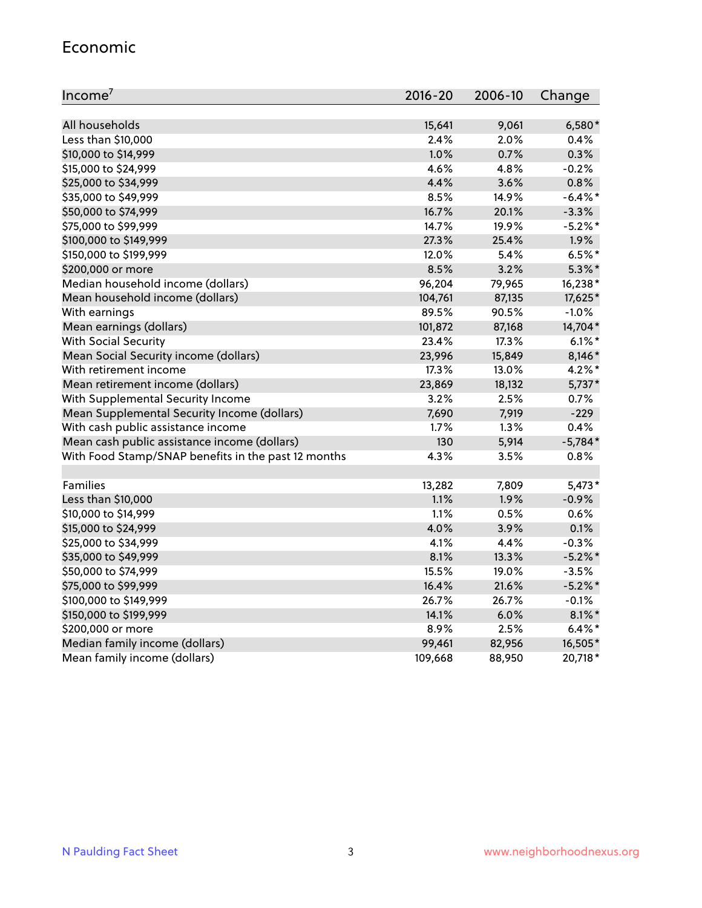## Economic

| Income[7] | 2016-20 | 2006-10 | Change |
|---|---|---|---|
| All households | 15,641 | 9,061 | 6,580* |
| Less than $10,000 | 2.4% | 2.0% | 0.4% |
| $10,000 to $14,999 | 1.0% | 0.7% | 0.3% |
| $15,000 to $24,999 | 4.6% | 4.8% | -0.2% |
| $25,000 to $34,999 | 4.4% | 3.6% | 0.8% |
| $35,000 to $49,999 | 8.5% | 14.9% | -6.4%* |
| $50,000 to $74,999 | 16.7% | 20.1% | -3.3% |
| $75,000 to $99,999 | 14.7% | 19.9% | -5.2%* |
| $100,000 to $149,999 | 27.3% | 25.4% | 1.9% |
| $150,000 to $199,999 | 12.0% | 5.4% | 6.5%* |
| $200,000 or more | 8.5% | 3.2% | 5.3%* |
| Median household income (dollars) | 96,204 | 79,965 | 16,238* |
| Mean household income (dollars) | 104,761 | 87,135 | 17,625* |
| With earnings | 89.5% | 90.5% | -1.0% |
| Mean earnings (dollars) | 101,872 | 87,168 | 14,704* |
| With Social Security | 23.4% | 17.3% | 6.1%* |
| Mean Social Security income (dollars) | 23,996 | 15,849 | 8,146* |
| With retirement income | 17.3% | 13.0% | 4.2%* |
| Mean retirement income (dollars) | 23,869 | 18,132 | 5,737* |
| With Supplemental Security Income | 3.2% | 2.5% | 0.7% |
| Mean Supplemental Security Income (dollars) | 7,690 | 7,919 | -229 |
| With cash public assistance income | 1.7% | 1.3% | 0.4% |
| Mean cash public assistance income (dollars) | 130 | 5,914 | -5,784* |
| With Food Stamp/SNAP benefits in the past 12 months | 4.3% | 3.5% | 0.8% |
| | | | |
| Families | 13,282 | 7,809 | 5,473* |
| Less than $10,000 | 1.1% | 1.9% | -0.9% |
| $10,000 to $14,999 | 1.1% | 0.5% | 0.6% |
| $15,000 to $24,999 | 4.0% | 3.9% | 0.1% |
| $25,000 to $34,999 | 4.1% | 4.4% | -0.3% |
| $35,000 to $49,999 | 8.1% | 13.3% | -5.2%* |
| $50,000 to $74,999 | 15.5% | 19.0% | -3.5% |
| $75,000 to $99,999 | 16.4% | 21.6% | -5.2%* |
| $100,000 to $149,999 | 26.7% | 26.7% | -0.1% |
| $150,000 to $199,999 | 14.1% | 6.0% | 8.1%* |
| $200,000 or more | 8.9% | 2.5% | 6.4%* |
| Median family income (dollars) | 99,461 | 82,956 | 16,505* |
| Mean family income (dollars) | 109,668 | 88,950 | 20,718* |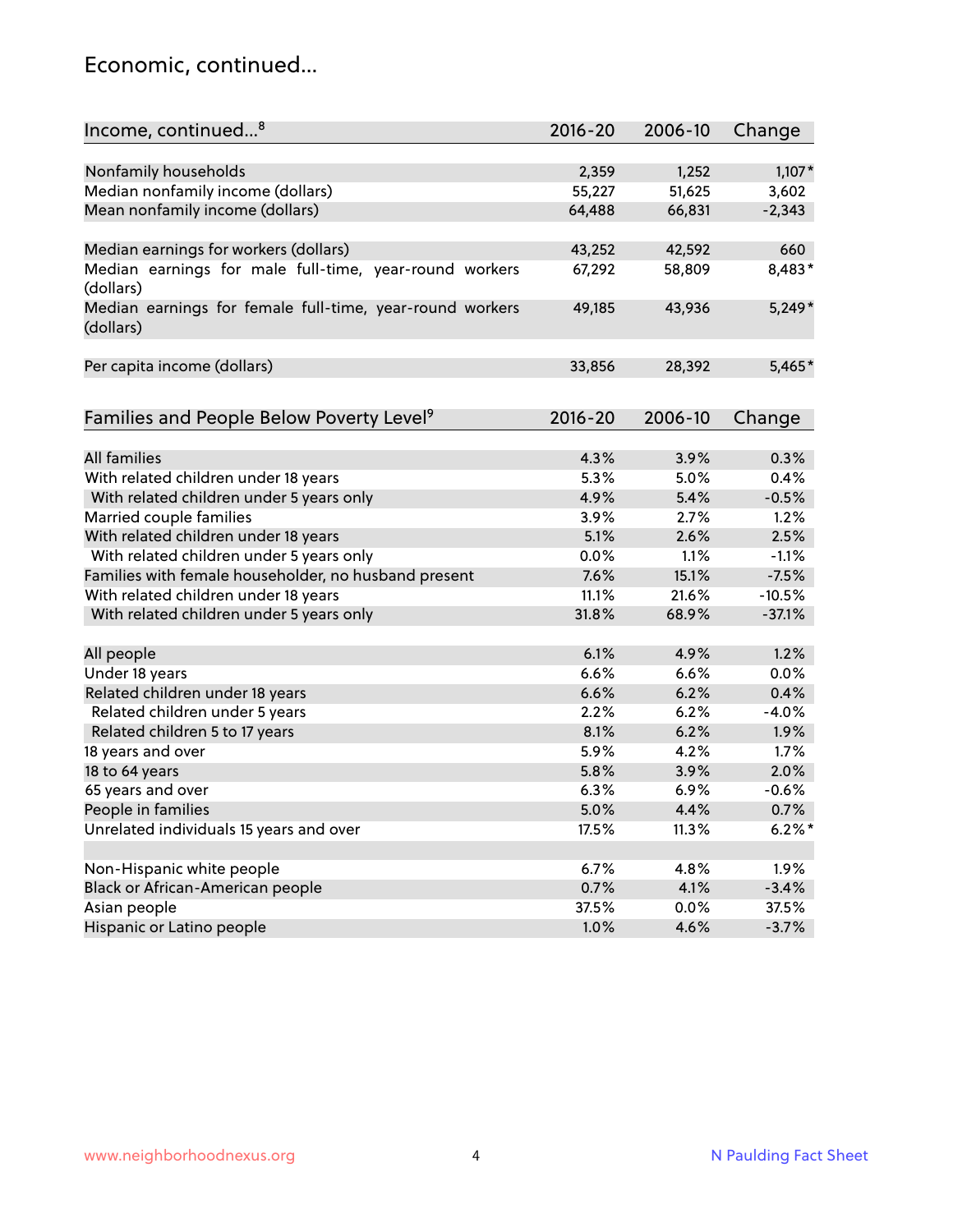## Economic, continued...

| Income, continued...[8] | 2016-20 | 2006-10 | Change |
|---|---|---|---|
| Nonfamily households | 2,359 | 1,252 | 1,107* |
| Median nonfamily income (dollars) | 55,227 | 51,625 | 3,602 |
| Mean nonfamily income (dollars) | 64,488 | 66,831 | -2,343 |
| Median earnings for workers (dollars) | 43,252 | 42,592 | 660 |
| Median earnings for male full-time, year-round workers (dollars) | 67,292 | 58,809 | 8,483* |
| Median earnings for female full-time, year-round workers (dollars) | 49,185 | 43,936 | 5,249* |
| Per capita income (dollars) | 33,856 | 28,392 | 5,465* |

| Families and People Below Poverty Level[9] | 2016-20 | 2006-10 | Change |
|---|---|---|---|
| All families | 4.3% | 3.9% | 0.3% |
| With related children under 18 years | 5.3% | 5.0% | 0.4% |
| With related children under 5 years only | 4.9% | 5.4% | -0.5% |
| Married couple families | 3.9% | 2.7% | 1.2% |
| With related children under 18 years | 5.1% | 2.6% | 2.5% |
| With related children under 5 years only | 0.0% | 1.1% | -1.1% |
| Families with female householder, no husband present | 7.6% | 15.1% | -7.5% |
| With related children under 18 years | 11.1% | 21.6% | -10.5% |
| With related children under 5 years only | 31.8% | 68.9% | -37.1% |
| All people | 6.1% | 4.9% | 1.2% |
| Under 18 years | 6.6% | 6.6% | 0.0% |
| Related children under 18 years | 6.6% | 6.2% | 0.4% |
| Related children under 5 years | 2.2% | 6.2% | -4.0% |
| Related children 5 to 17 years | 8.1% | 6.2% | 1.9% |
| 18 years and over | 5.9% | 4.2% | 1.7% |
| 18 to 64 years | 5.8% | 3.9% | 2.0% |
| 65 years and over | 6.3% | 6.9% | -0.6% |
| People in families | 5.0% | 4.4% | 0.7% |
| Unrelated individuals 15 years and over | 17.5% | 11.3% | 6.2%* |
| Non-Hispanic white people | 6.7% | 4.8% | 1.9% |
| Black or African-American people | 0.7% | 4.1% | -3.4% |
| Asian people | 37.5% | 0.0% | 37.5% |
| Hispanic or Latino people | 1.0% | 4.6% | -3.7% |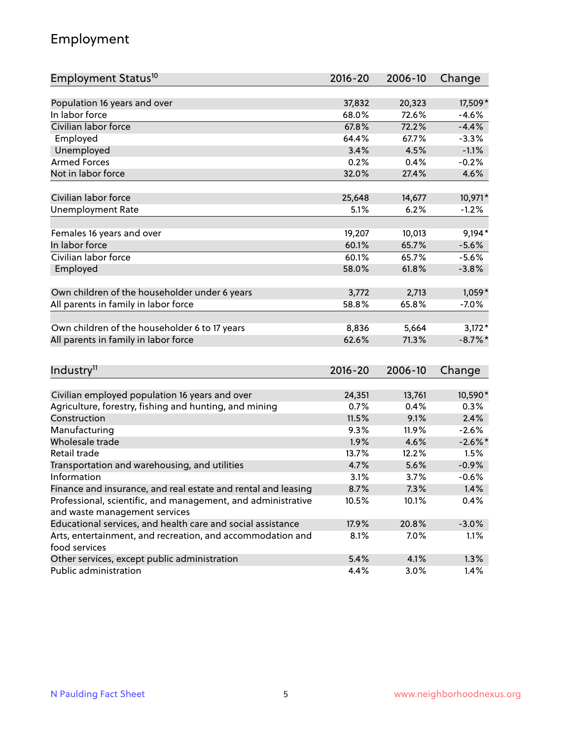# Employment

| Employment Status[10] | 2016-20 | 2006-10 | Change |
|---|---|---|---|
| Population 16 years and over | 37,832 | 20,323 | 17,509* |
| In labor force | 68.0% | 72.6% | -4.6% |
| Civilian labor force | 67.8% | 72.2% | -4.4% |
| Employed | 64.4% | 67.7% | -3.3% |
| Unemployed | 3.4% | 4.5% | -1.1% |
| Armed Forces | 0.2% | 0.4% | -0.2% |
| Not in labor force | 32.0% | 27.4% | 4.6% |
| | | | |
| Civilian labor force | 25,648 | 14,677 | 10,971* |
| Unemployment Rate | 5.1% | 6.2% | -1.2% |
| | | | |
| Females 16 years and over | 19,207 | 10,013 | 9,194* |
| In labor force | 60.1% | 65.7% | -5.6% |
| Civilian labor force | 60.1% | 65.7% | -5.6% |
| Employed | 58.0% | 61.8% | -3.8% |
| | | | |
| Own children of the householder under 6 years | 3,772 | 2,713 | 1,059* |
| All parents in family in labor force | 58.8% | 65.8% | -7.0% |
| | | | |
| Own children of the householder 6 to 17 years | 8,836 | 5,664 | 3,172* |
| All parents in family in labor force | 62.6% | 71.3% | -8.7%* |

| Industry[11] | 2016-20 | 2006-10 | Change |
|---|---|---|---|
| Civilian employed population 16 years and over | 24,351 | 13,761 | 10,590* |
| Agriculture, forestry, fishing and hunting, and mining | 0.7% | 0.4% | 0.3% |
| Construction | 11.5% | 9.1% | 2.4% |
| Manufacturing | 9.3% | 11.9% | -2.6% |
| Wholesale trade | 1.9% | 4.6% | -2.6%* |
| Retail trade | 13.7% | 12.2% | 1.5% |
| Transportation and warehousing, and utilities | 4.7% | 5.6% | -0.9% |
| Information | 3.1% | 3.7% | -0.6% |
| Finance and insurance, and real estate and rental and leasing | 8.7% | 7.3% | 1.4% |
| Professional, scientific, and management, and administrative and waste management services | 10.5% | 10.1% | 0.4% |
| Educational services, and health care and social assistance | 17.9% | 20.8% | -3.0% |
| Arts, entertainment, and recreation, and accommodation and food services | 8.1% | 7.0% | 1.1% |
| Other services, except public administration | 5.4% | 4.1% | 1.3% |
| Public administration | 4.4% | 3.0% | 1.4% |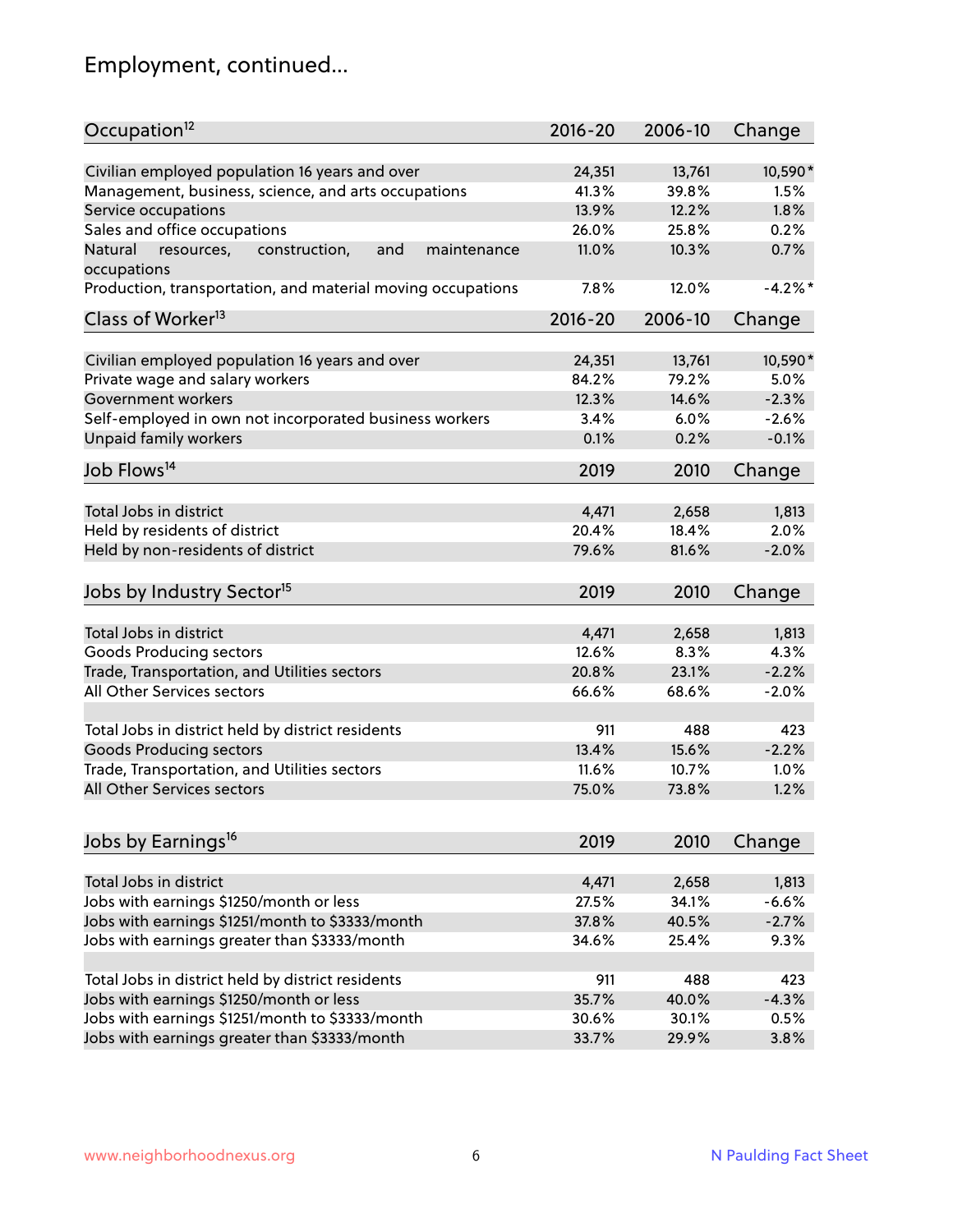## Employment, continued...

| Occupation[12] | 2016-20 | 2006-10 | Change |
|---|---|---|---|
| Civilian employed population 16 years and over | 24,351 | 13,761 | 10,590* |
| Management, business, science, and arts occupations | 41.3% | 39.8% | 1.5% |
| Service occupations | 13.9% | 12.2% | 1.8% |
| Sales and office occupations | 26.0% | 25.8% | 0.2% |
| Natural resources, construction, and maintenance occupations | 11.0% | 10.3% | 0.7% |
| Production, transportation, and material moving occupations | 7.8% | 12.0% | -4.2%* |

| Class of Worker[13] | 2016-20 | 2006-10 | Change |
|---|---|---|---|
| Civilian employed population 16 years and over | 24,351 | 13,761 | 10,590* |
| Private wage and salary workers | 84.2% | 79.2% | 5.0% |
| Government workers | 12.3% | 14.6% | -2.3% |
| Self-employed in own not incorporated business workers | 3.4% | 6.0% | -2.6% |
| Unpaid family workers | 0.1% | 0.2% | -0.1% |

| Job Flows[14] | 2019 | 2010 | Change |
|---|---|---|---|
| Total Jobs in district | 4,471 | 2,658 | 1,813 |
| Held by residents of district | 20.4% | 18.4% | 2.0% |
| Held by non-residents of district | 79.6% | 81.6% | -2.0% |

| Jobs by Industry Sector[15] | 2019 | 2010 | Change |
|---|---|---|---|
| Total Jobs in district | 4,471 | 2,658 | 1,813 |
| Goods Producing sectors | 12.6% | 8.3% | 4.3% |
| Trade, Transportation, and Utilities sectors | 20.8% | 23.1% | -2.2% |
| All Other Services sectors | 66.6% | 68.6% | -2.0% |
| | | | |
| Total Jobs in district held by district residents | 911 | 488 | 423 |
| Goods Producing sectors | 13.4% | 15.6% | -2.2% |
| Trade, Transportation, and Utilities sectors | 11.6% | 10.7% | 1.0% |
| All Other Services sectors | 75.0% | 73.8% | 1.2% |

| Jobs by Earnings[16] | 2019 | 2010 | Change |
|---|---|---|---|
| Total Jobs in district | 4,471 | 2,658 | 1,813 |
| Jobs with earnings $1250/month or less | 27.5% | 34.1% | -6.6% |
| Jobs with earnings $1251/month to $3333/month | 37.8% | 40.5% | -2.7% |
| Jobs with earnings greater than $3333/month | 34.6% | 25.4% | 9.3% |
| | | | |
| Total Jobs in district held by district residents | 911 | 488 | 423 |
| Jobs with earnings $1250/month or less | 35.7% | 40.0% | -4.3% |
| Jobs with earnings $1251/month to $3333/month | 30.6% | 30.1% | 0.5% |
| Jobs with earnings greater than $3333/month | 33.7% | 29.9% | 3.8% |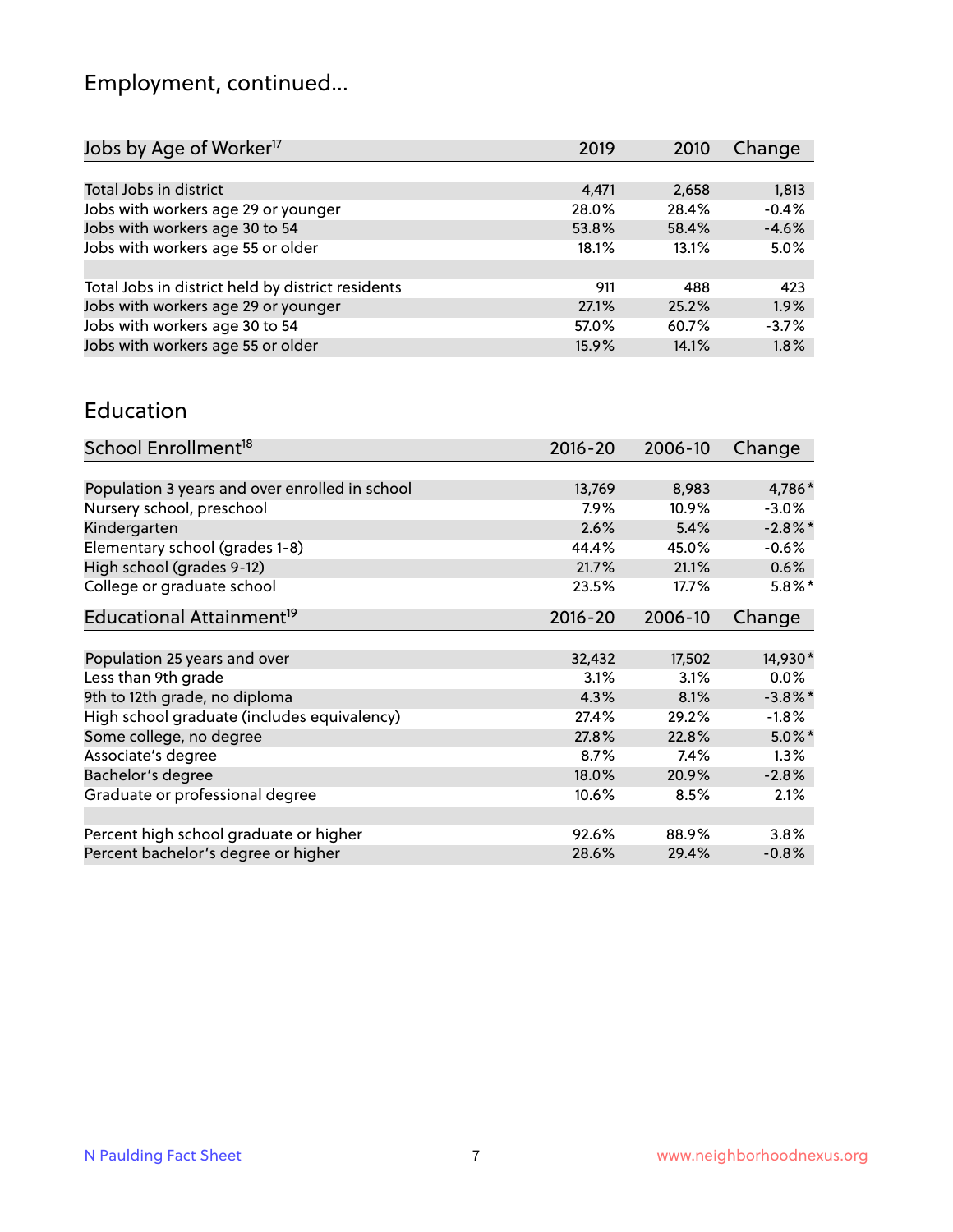# Employment, continued...

| Jobs by Age of Worker[17] | 2019 | 2010 | Change |
|---|---|---|---|
| Total Jobs in district | 4,471 | 2,658 | 1,813 |
| Jobs with workers age 29 or younger | 28.0% | 28.4% | -0.4% |
| Jobs with workers age 30 to 54 | 53.8% | 58.4% | -4.6% |
| Jobs with workers age 55 or older | 18.1% | 13.1% | 5.0% |
| | | | |
| Total Jobs in district held by district residents | 911 | 488 | 423 |
| Jobs with workers age 29 or younger | 27.1% | 25.2% | 1.9% |
| Jobs with workers age 30 to 54 | 57.0% | 60.7% | -3.7% |
| Jobs with workers age 55 or older | 15.9% | 14.1% | 1.8% |

# Education

| School Enrollment[18] | 2016-20 | 2006-10 | Change |
|---|---|---|---|
| Population 3 years and over enrolled in school | 13,769 | 8,983 | 4,786* |
| Nursery school, preschool | 7.9% | 10.9% | -3.0% |
| Kindergarten | 2.6% | 5.4% | -2.8%* |
| Elementary school (grades 1-8) | 44.4% | 45.0% | -0.6% |
| High school (grades 9-12) | 21.7% | 21.1% | 0.6% |
| College or graduate school | 23.5% | 17.7% | 5.8%* |

| Educational Attainment[19] | 2016-20 | 2006-10 | Change |
|---|---|---|---|
| Population 25 years and over | 32,432 | 17,502 | 14,930* |
| Less than 9th grade | 3.1% | 3.1% | 0.0% |
| 9th to 12th grade, no diploma | 4.3% | 8.1% | -3.8%* |
| High school graduate (includes equivalency) | 27.4% | 29.2% | -1.8% |
| Some college, no degree | 27.8% | 22.8% | 5.0%* |
| Associate's degree | 8.7% | 7.4% | 1.3% |
| Bachelor's degree | 18.0% | 20.9% | -2.8% |
| Graduate or professional degree | 10.6% | 8.5% | 2.1% |
| | | | |
| Percent high school graduate or higher | 92.6% | 88.9% | 3.8% |
| Percent bachelor's degree or higher | 28.6% | 29.4% | -0.8% |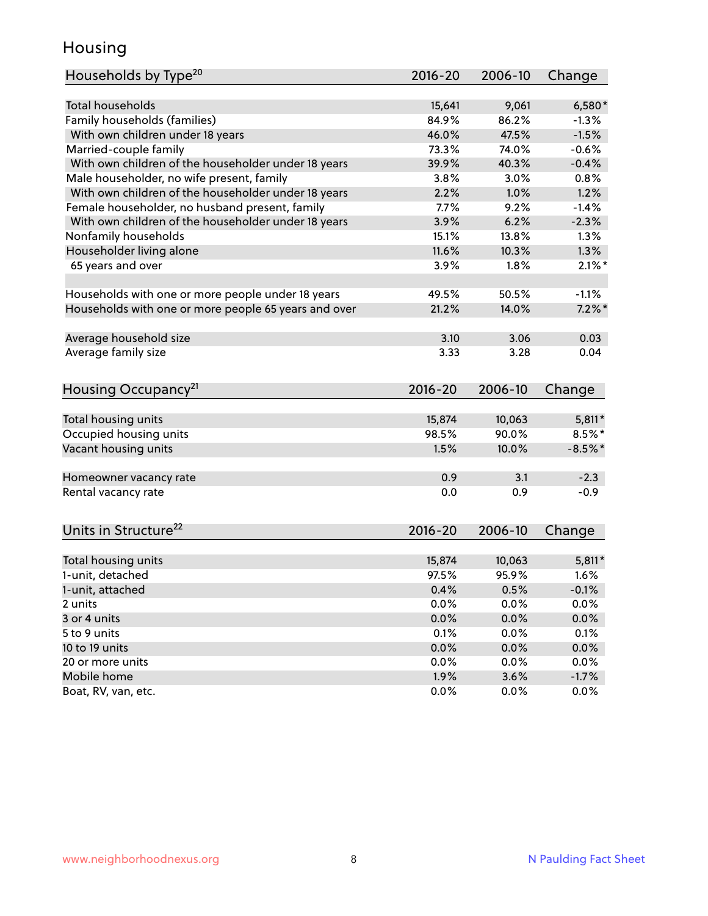## Housing

| Households by Type[20] | 2016-20 | 2006-10 | Change |
|---|---|---|---|
| Total households | 15,641 | 9,061 | 6,580* |
| Family households (families) | 84.9% | 86.2% | -1.3% |
| With own children under 18 years | 46.0% | 47.5% | -1.5% |
| Married-couple family | 73.3% | 74.0% | -0.6% |
| With own children of the householder under 18 years | 39.9% | 40.3% | -0.4% |
| Male householder, no wife present, family | 3.8% | 3.0% | 0.8% |
| With own children of the householder under 18 years | 2.2% | 1.0% | 1.2% |
| Female householder, no husband present, family | 7.7% | 9.2% | -1.4% |
| With own children of the householder under 18 years | 3.9% | 6.2% | -2.3% |
| Nonfamily households | 15.1% | 13.8% | 1.3% |
| Householder living alone | 11.6% | 10.3% | 1.3% |
| 65 years and over | 3.9% | 1.8% | 2.1%* |
| | | | |
| Households with one or more people under 18 years | 49.5% | 50.5% | -1.1% |
| Households with one or more people 65 years and over | 21.2% | 14.0% | 7.2%* |
| | | | |
| Average household size | 3.10 | 3.06 | 0.03 |
| Average family size | 3.33 | 3.28 | 0.04 |

| Housing Occupancy[21] | 2016-20 | 2006-10 | Change |
|---|---|---|---|
| Total housing units | 15,874 | 10,063 | 5,811* |
| Occupied housing units | 98.5% | 90.0% | 8.5%* |
| Vacant housing units | 1.5% | 10.0% | -8.5%* |
| | | | |
| Homeowner vacancy rate | 0.9 | 3.1 | -2.3 |
| Rental vacancy rate | 0.0 | 0.9 | -0.9 |

| Units in Structure[22] | 2016-20 | 2006-10 | Change |
|---|---|---|---|
| Total housing units | 15,874 | 10,063 | 5,811* |
| 1-unit, detached | 97.5% | 95.9% | 1.6% |
| 1-unit, attached | 0.4% | 0.5% | -0.1% |
| 2 units | 0.0% | 0.0% | 0.0% |
| 3 or 4 units | 0.0% | 0.0% | 0.0% |
| 5 to 9 units | 0.1% | 0.0% | 0.1% |
| 10 to 19 units | 0.0% | 0.0% | 0.0% |
| 20 or more units | 0.0% | 0.0% | 0.0% |
| Mobile home | 1.9% | 3.6% | -1.7% |
| Boat, RV, van, etc. | 0.0% | 0.0% | 0.0% |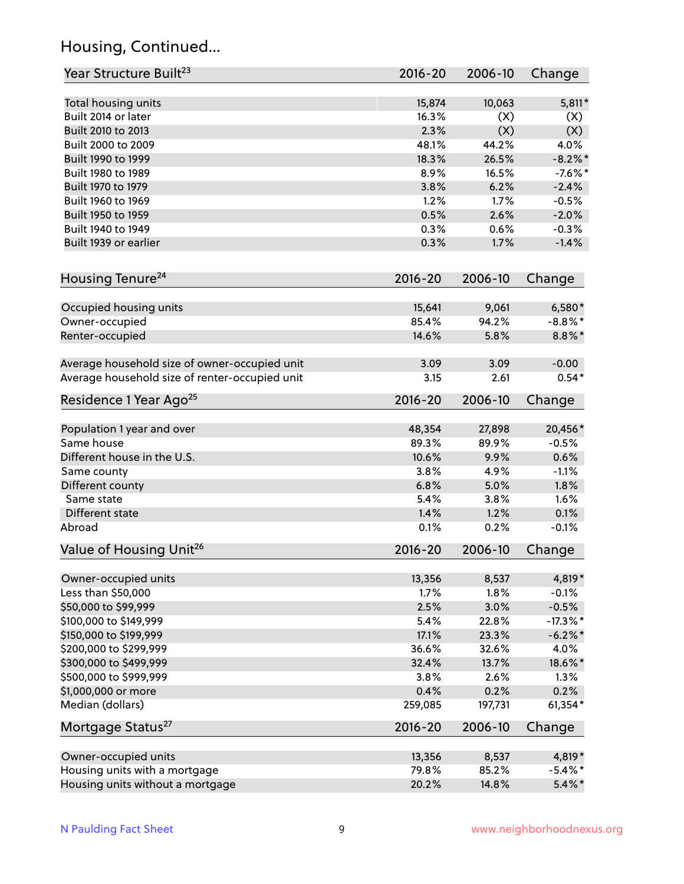## Housing, Continued...

| Year Structure Built[23] | 2016-20 | 2006-10 | Change |
|---|---|---|---|
| Total housing units | 15,874 | 10,063 | 5,811* |
| Built 2014 or later | 16.3% | (X) | (X) |
| Built 2010 to 2013 | 2.3% | (X) | (X) |
| Built 2000 to 2009 | 48.1% | 44.2% | 4.0% |
| Built 1990 to 1999 | 18.3% | 26.5% | -8.2%* |
| Built 1980 to 1989 | 8.9% | 16.5% | -7.6%* |
| Built 1970 to 1979 | 3.8% | 6.2% | -2.4% |
| Built 1960 to 1969 | 1.2% | 1.7% | -0.5% |
| Built 1950 to 1959 | 0.5% | 2.6% | -2.0% |
| Built 1940 to 1949 | 0.3% | 0.6% | -0.3% |
| Built 1939 or earlier | 0.3% | 1.7% | -1.4% |

| Housing Tenure[24] | 2016-20 | 2006-10 | Change |
|---|---|---|---|
| Occupied housing units | 15,641 | 9,061 | 6,580* |
| Owner-occupied | 85.4% | 94.2% | -8.8%* |
| Renter-occupied | 14.6% | 5.8% | 8.8%* |
| Average household size of owner-occupied unit | 3.09 | 3.09 | -0.00 |
| Average household size of renter-occupied unit | 3.15 | 2.61 | 0.54* |

| Residence 1 Year Ago[25] | 2016-20 | 2006-10 | Change |
|---|---|---|---|
| Population 1 year and over | 48,354 | 27,898 | 20,456* |
| Same house | 89.3% | 89.9% | -0.5% |
| Different house in the U.S. | 10.6% | 9.9% | 0.6% |
| Same county | 3.8% | 4.9% | -1.1% |
| Different county | 6.8% | 5.0% | 1.8% |
| Same state | 5.4% | 3.8% | 1.6% |
| Different state | 1.4% | 1.2% | 0.1% |
| Abroad | 0.1% | 0.2% | -0.1% |

| Value of Housing Unit[26] | 2016-20 | 2006-10 | Change |
|---|---|---|---|
| Owner-occupied units | 13,356 | 8,537 | 4,819* |
| Less than $50,000 | 1.7% | 1.8% | -0.1% |
| $50,000 to $99,999 | 2.5% | 3.0% | -0.5% |
| $100,000 to $149,999 | 5.4% | 22.8% | -17.3%* |
| $150,000 to $199,999 | 17.1% | 23.3% | -6.2%* |
| $200,000 to $299,999 | 36.6% | 32.6% | 4.0% |
| $300,000 to $499,999 | 32.4% | 13.7% | 18.6%* |
| $500,000 to $999,999 | 3.8% | 2.6% | 1.3% |
| $1,000,000 or more | 0.4% | 0.2% | 0.2% |
| Median (dollars) | 259,085 | 197,731 | 61,354* |

| Mortgage Status[27] | 2016-20 | 2006-10 | Change |
|---|---|---|---|
| Owner-occupied units | 13,356 | 8,537 | 4,819* |
| Housing units with a mortgage | 79.8% | 85.2% | -5.4%* |
| Housing units without a mortgage | 20.2% | 14.8% | 5.4%* |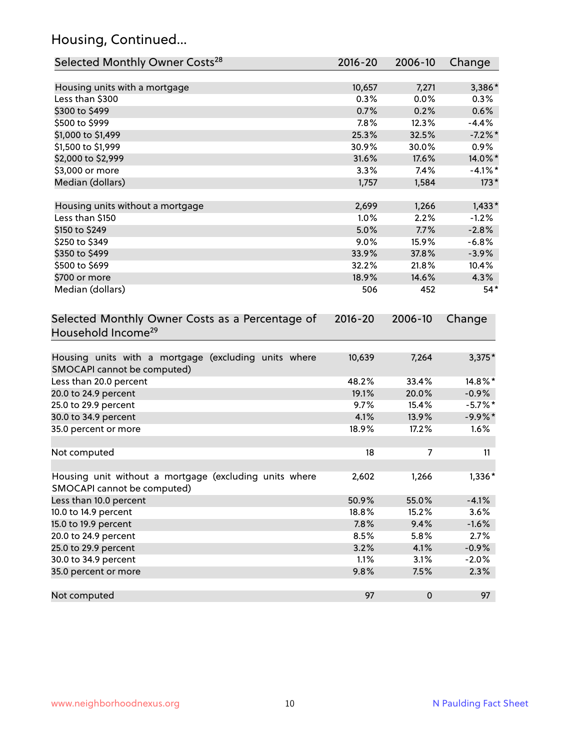## Housing, Continued...

| Selected Monthly Owner Costs[28] | 2016-20 | 2006-10 | Change |
|---|---|---|---|
| Housing units with a mortgage | 10,657 | 7,271 | 3,386* |
| Less than $300 | 0.3% | 0.0% | 0.3% |
| $300 to $499 | 0.7% | 0.2% | 0.6% |
| $500 to $999 | 7.8% | 12.3% | -4.4% |
| $1,000 to $1,499 | 25.3% | 32.5% | -7.2%* |
| $1,500 to $1,999 | 30.9% | 30.0% | 0.9% |
| $2,000 to $2,999 | 31.6% | 17.6% | 14.0%* |
| $3,000 or more | 3.3% | 7.4% | -4.1%* |
| Median (dollars) | 1,757 | 1,584 | 173* |
| | | | |
| Housing units without a mortgage | 2,699 | 1,266 | 1,433* |
| Less than $150 | 1.0% | 2.2% | -1.2% |
| $150 to $249 | 5.0% | 7.7% | -2.8% |
| $250 to $349 | 9.0% | 15.9% | -6.8% |
| $350 to $499 | 33.9% | 37.8% | -3.9% |
| $500 to $699 | 32.2% | 21.8% | 10.4% |
| $700 or more | 18.9% | 14.6% | 4.3% |
| Median (dollars) | 506 | 452 | 54* |

| Selected Monthly Owner Costs as a Percentage of Household Income[29] | 2016-20 | 2006-10 | Change |
|---|---|---|---|
| Housing units with a mortgage (excluding units where SMOCAPI cannot be computed) | 10,639 | 7,264 | 3,375* |
| Less than 20.0 percent | 48.2% | 33.4% | 14.8%* |
| 20.0 to 24.9 percent | 19.1% | 20.0% | -0.9% |
| 25.0 to 29.9 percent | 9.7% | 15.4% | -5.7%* |
| 30.0 to 34.9 percent | 4.1% | 13.9% | -9.9%* |
| 35.0 percent or more | 18.9% | 17.2% | 1.6% |
| | | | |
| Not computed | 18 | 7 | 11 |
| | | | |
| Housing unit without a mortgage (excluding units where SMOCAPI cannot be computed) | 2,602 | 1,266 | 1,336* |
| Less than 10.0 percent | 50.9% | 55.0% | -4.1% |
| 10.0 to 14.9 percent | 18.8% | 15.2% | 3.6% |
| 15.0 to 19.9 percent | 7.8% | 9.4% | -1.6% |
| 20.0 to 24.9 percent | 8.5% | 5.8% | 2.7% |
| 25.0 to 29.9 percent | 3.2% | 4.1% | -0.9% |
| 30.0 to 34.9 percent | 1.1% | 3.1% | -2.0% |
| 35.0 percent or more | 9.8% | 7.5% | 2.3% |
| | | | |
| Not computed | 97 | 0 | 97 |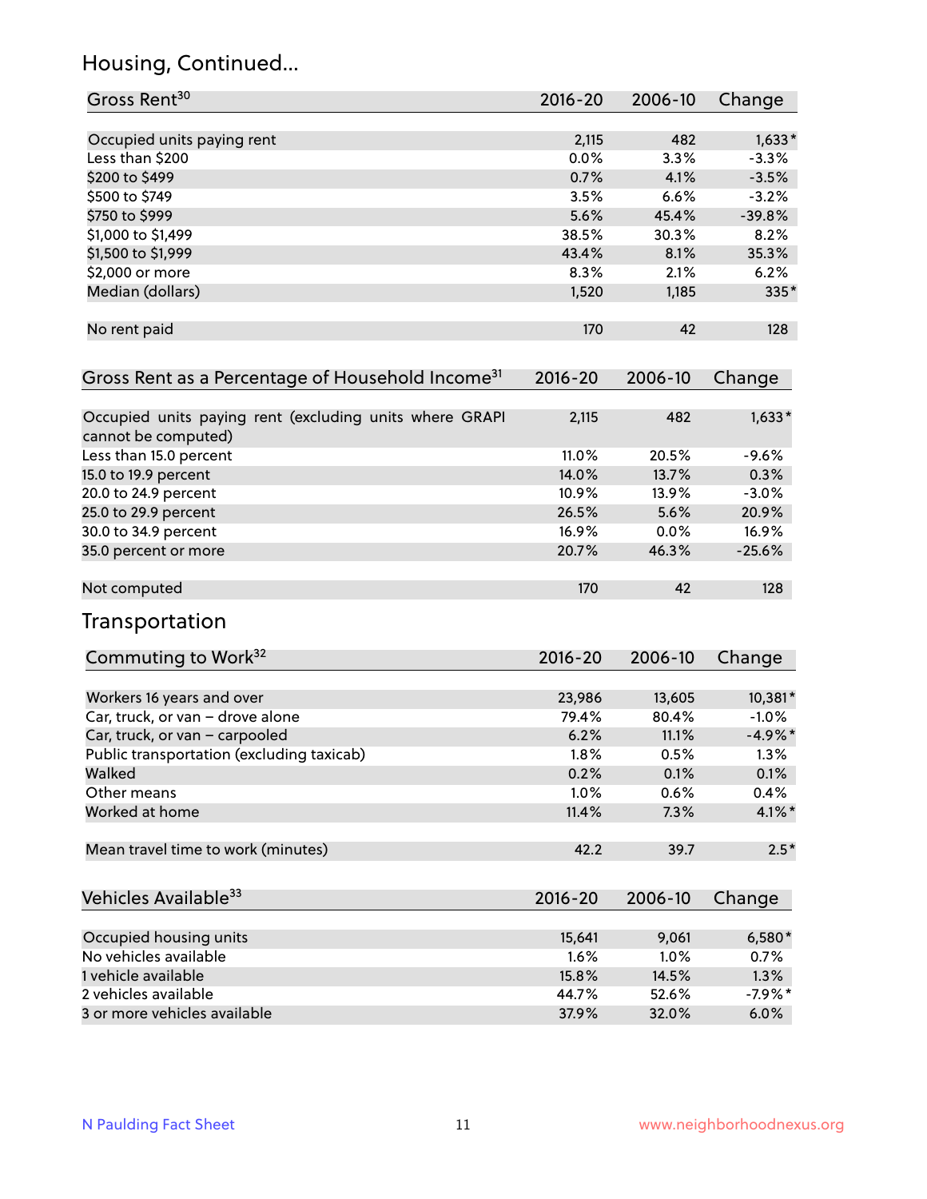## Housing, Continued...

| Gross Rent[30] | 2016-20 | 2006-10 | Change |
|---|---|---|---|
| Occupied units paying rent | 2,115 | 482 | 1,633* |
| Less than $200 | 0.0% | 3.3% | -3.3% |
| $200 to $499 | 0.7% | 4.1% | -3.5% |
| $500 to $749 | 3.5% | 6.6% | -3.2% |
| $750 to $999 | 5.6% | 45.4% | -39.8% |
| $1,000 to $1,499 | 38.5% | 30.3% | 8.2% |
| $1,500 to $1,999 | 43.4% | 8.1% | 35.3% |
| $2,000 or more | 8.3% | 2.1% | 6.2% |
| Median (dollars) | 1,520 | 1,185 | 335* |
| No rent paid | 170 | 42 | 128 |

| Gross Rent as a Percentage of Household Income[31] | 2016-20 | 2006-10 | Change |
|---|---|---|---|
| Occupied units paying rent (excluding units where GRAPI cannot be computed) | 2,115 | 482 | 1,633* |
| Less than 15.0 percent | 11.0% | 20.5% | -9.6% |
| 15.0 to 19.9 percent | 14.0% | 13.7% | 0.3% |
| 20.0 to 24.9 percent | 10.9% | 13.9% | -3.0% |
| 25.0 to 29.9 percent | 26.5% | 5.6% | 20.9% |
| 30.0 to 34.9 percent | 16.9% | 0.0% | 16.9% |
| 35.0 percent or more | 20.7% | 46.3% | -25.6% |
| Not computed | 170 | 42 | 128 |

## Transportation

| Commuting to Work[32] | 2016-20 | 2006-10 | Change |
|---|---|---|---|
| Workers 16 years and over | 23,986 | 13,605 | 10,381* |
| Car, truck, or van – drove alone | 79.4% | 80.4% | -1.0% |
| Car, truck, or van – carpooled | 6.2% | 11.1% | -4.9%* |
| Public transportation (excluding taxicab) | 1.8% | 0.5% | 1.3% |
| Walked | 0.2% | 0.1% | 0.1% |
| Other means | 1.0% | 0.6% | 0.4% |
| Worked at home | 11.4% | 7.3% | 4.1%* |
| Mean travel time to work (minutes) | 42.2 | 39.7 | 2.5* |

| Vehicles Available[33] | 2016-20 | 2006-10 | Change |
|---|---|---|---|
| Occupied housing units | 15,641 | 9,061 | 6,580* |
| No vehicles available | 1.6% | 1.0% | 0.7% |
| 1 vehicle available | 15.8% | 14.5% | 1.3% |
| 2 vehicles available | 44.7% | 52.6% | -7.9%* |
| 3 or more vehicles available | 37.9% | 32.0% | 6.0% |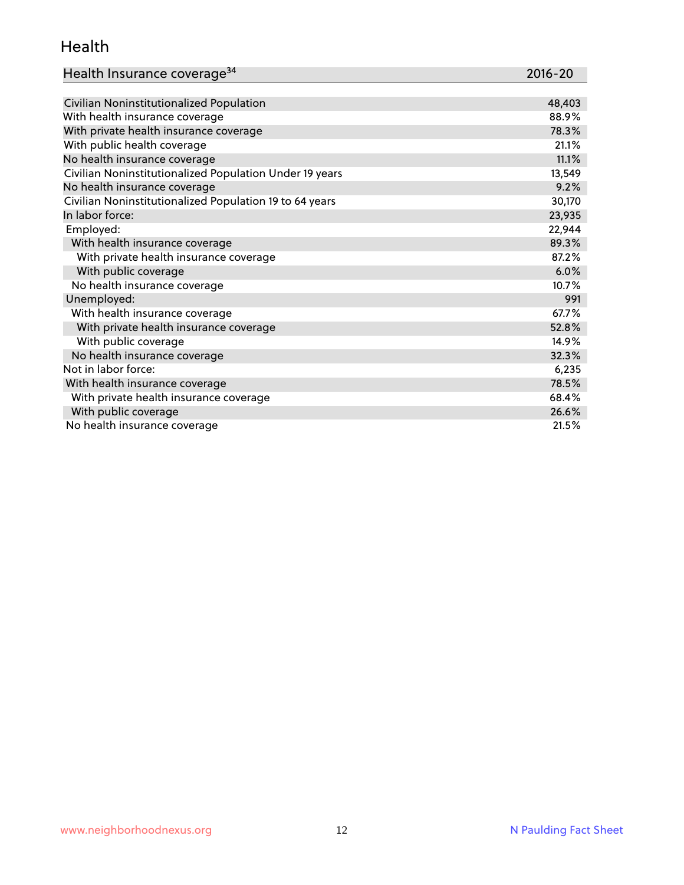## Health

| Health Insurance coverage[34] | 2016-20 |
| --- | --- |
| Civilian Noninstitutionalized Population | 48,403 |
| With health insurance coverage | 88.9% |
| With private health insurance coverage | 78.3% |
| With public health coverage | 21.1% |
| No health insurance coverage | 11.1% |
| Civilian Noninstitutionalized Population Under 19 years | 13,549 |
| No health insurance coverage | 9.2% |
| Civilian Noninstitutionalized Population 19 to 64 years | 30,170 |
| In labor force: | 23,935 |
| Employed: | 22,944 |
| With health insurance coverage | 89.3% |
| With private health insurance coverage | 87.2% |
| With public coverage | 6.0% |
| No health insurance coverage | 10.7% |
| Unemployed: | 991 |
| With health insurance coverage | 67.7% |
| With private health insurance coverage | 52.8% |
| With public coverage | 14.9% |
| No health insurance coverage | 32.3% |
| Not in labor force: | 6,235 |
| With health insurance coverage | 78.5% |
| With private health insurance coverage | 68.4% |
| With public coverage | 26.6% |
| No health insurance coverage | 21.5% |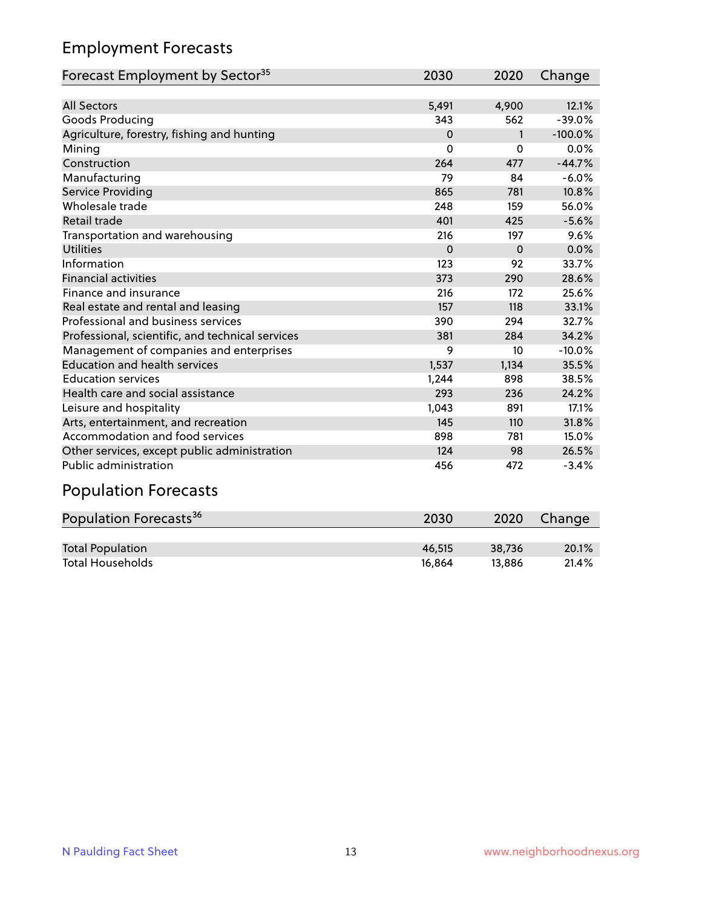## Employment Forecasts

| Forecast Employment by Sector[35] | 2030 | 2020 | Change |
|---|---|---|---|
| All Sectors | 5,491 | 4,900 | 12.1% |
| Goods Producing | 343 | 562 | -39.0% |
| Agriculture, forestry, fishing and hunting | 0 | 1 | -100.0% |
| Mining | 0 | 0 | 0.0% |
| Construction | 264 | 477 | -44.7% |
| Manufacturing | 79 | 84 | -6.0% |
| Service Providing | 865 | 781 | 10.8% |
| Wholesale trade | 248 | 159 | 56.0% |
| Retail trade | 401 | 425 | -5.6% |
| Transportation and warehousing | 216 | 197 | 9.6% |
| Utilities | 0 | 0 | 0.0% |
| Information | 123 | 92 | 33.7% |
| Financial activities | 373 | 290 | 28.6% |
| Finance and insurance | 216 | 172 | 25.6% |
| Real estate and rental and leasing | 157 | 118 | 33.1% |
| Professional and business services | 390 | 294 | 32.7% |
| Professional, scientific, and technical services | 381 | 284 | 34.2% |
| Management of companies and enterprises | 9 | 10 | -10.0% |
| Education and health services | 1,537 | 1,134 | 35.5% |
| Education services | 1,244 | 898 | 38.5% |
| Health care and social assistance | 293 | 236 | 24.2% |
| Leisure and hospitality | 1,043 | 891 | 17.1% |
| Arts, entertainment, and recreation | 145 | 110 | 31.8% |
| Accommodation and food services | 898 | 781 | 15.0% |
| Other services, except public administration | 124 | 98 | 26.5% |
| Public administration | 456 | 472 | -3.4% |

## Population Forecasts

| Population Forecasts[36] | 2030 | 2020 | Change |
|---|---|---|---|
| Total Population | 46,515 | 38,736 | 20.1% |
| Total Households | 16,864 | 13,886 | 21.4% |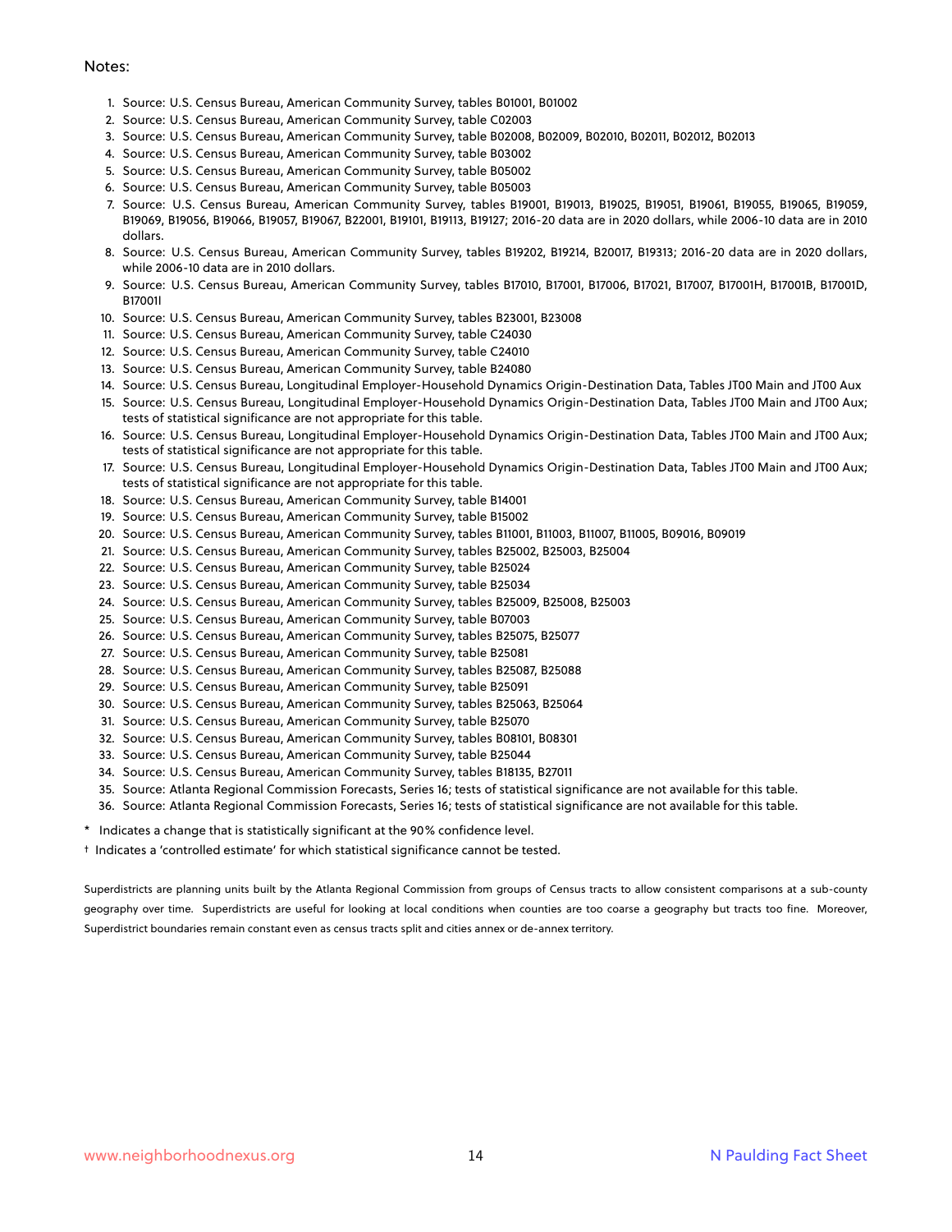Notes:

1. Source: U.S. Census Bureau, American Community Survey, tables B01001, B01002
2. Source: U.S. Census Bureau, American Community Survey, table C02003
3. Source: U.S. Census Bureau, American Community Survey, table B02008, B02009, B02010, B02011, B02012, B02013
4. Source: U.S. Census Bureau, American Community Survey, table B03002
5. Source: U.S. Census Bureau, American Community Survey, table B05002
6. Source: U.S. Census Bureau, American Community Survey, table B05003
7. Source: U.S. Census Bureau, American Community Survey, tables B19001, B19013, B19025, B19051, B19061, B19055, B19065, B19059, B19069, B19056, B19066, B19057, B19067, B22001, B19101, B19113, B19127; 2016-20 data are in 2020 dollars, while 2006-10 data are in 2010 dollars.
8. Source: U.S. Census Bureau, American Community Survey, tables B19202, B19214, B20017, B19313; 2016-20 data are in 2020 dollars, while 2006-10 data are in 2010 dollars.
9. Source: U.S. Census Bureau, American Community Survey, tables B17010, B17001, B17006, B17021, B17007, B17001H, B17001B, B17001D, B17001I
10. Source: U.S. Census Bureau, American Community Survey, tables B23001, B23008
11. Source: U.S. Census Bureau, American Community Survey, table C24030
12. Source: U.S. Census Bureau, American Community Survey, table C24010
13. Source: U.S. Census Bureau, American Community Survey, table B24080
14. Source: U.S. Census Bureau, Longitudinal Employer-Household Dynamics Origin-Destination Data, Tables JT00 Main and JT00 Aux
15. Source: U.S. Census Bureau, Longitudinal Employer-Household Dynamics Origin-Destination Data, Tables JT00 Main and JT00 Aux; tests of statistical significance are not appropriate for this table.
16. Source: U.S. Census Bureau, Longitudinal Employer-Household Dynamics Origin-Destination Data, Tables JT00 Main and JT00 Aux; tests of statistical significance are not appropriate for this table.
17. Source: U.S. Census Bureau, Longitudinal Employer-Household Dynamics Origin-Destination Data, Tables JT00 Main and JT00 Aux; tests of statistical significance are not appropriate for this table.
18. Source: U.S. Census Bureau, American Community Survey, table B14001
19. Source: U.S. Census Bureau, American Community Survey, table B15002
20. Source: U.S. Census Bureau, American Community Survey, tables B11001, B11003, B11007, B11005, B09016, B09019
21. Source: U.S. Census Bureau, American Community Survey, tables B25002, B25003, B25004
22. Source: U.S. Census Bureau, American Community Survey, table B25024
23. Source: U.S. Census Bureau, American Community Survey, table B25034
24. Source: U.S. Census Bureau, American Community Survey, tables B25009, B25008, B25003
25. Source: U.S. Census Bureau, American Community Survey, table B07003
26. Source: U.S. Census Bureau, American Community Survey, tables B25075, B25077
27. Source: U.S. Census Bureau, American Community Survey, table B25081
28. Source: U.S. Census Bureau, American Community Survey, tables B25087, B25088
29. Source: U.S. Census Bureau, American Community Survey, table B25091
30. Source: U.S. Census Bureau, American Community Survey, tables B25063, B25064
31. Source: U.S. Census Bureau, American Community Survey, table B25070
32. Source: U.S. Census Bureau, American Community Survey, tables B08101, B08301
33. Source: U.S. Census Bureau, American Community Survey, table B25044
34. Source: U.S. Census Bureau, American Community Survey, tables B18135, B27011
35. Source: Atlanta Regional Commission Forecasts, Series 16; tests of statistical significance are not available for this table.
36. Source: Atlanta Regional Commission Forecasts, Series 16; tests of statistical significance are not available for this table.

\* Indicates a change that is statistically significant at the 90% confidence level.

† Indicates a 'controlled estimate' for which statistical significance cannot be tested.

Superdistricts are planning units built by the Atlanta Regional Commission from groups of Census tracts to allow consistent comparisons at a sub-county geography over time. Superdistricts are useful for looking at local conditions when counties are too coarse a geography but tracts too fine. Moreover, Superdistrict boundaries remain constant even as census tracts split and cities annex or de-annex territory.